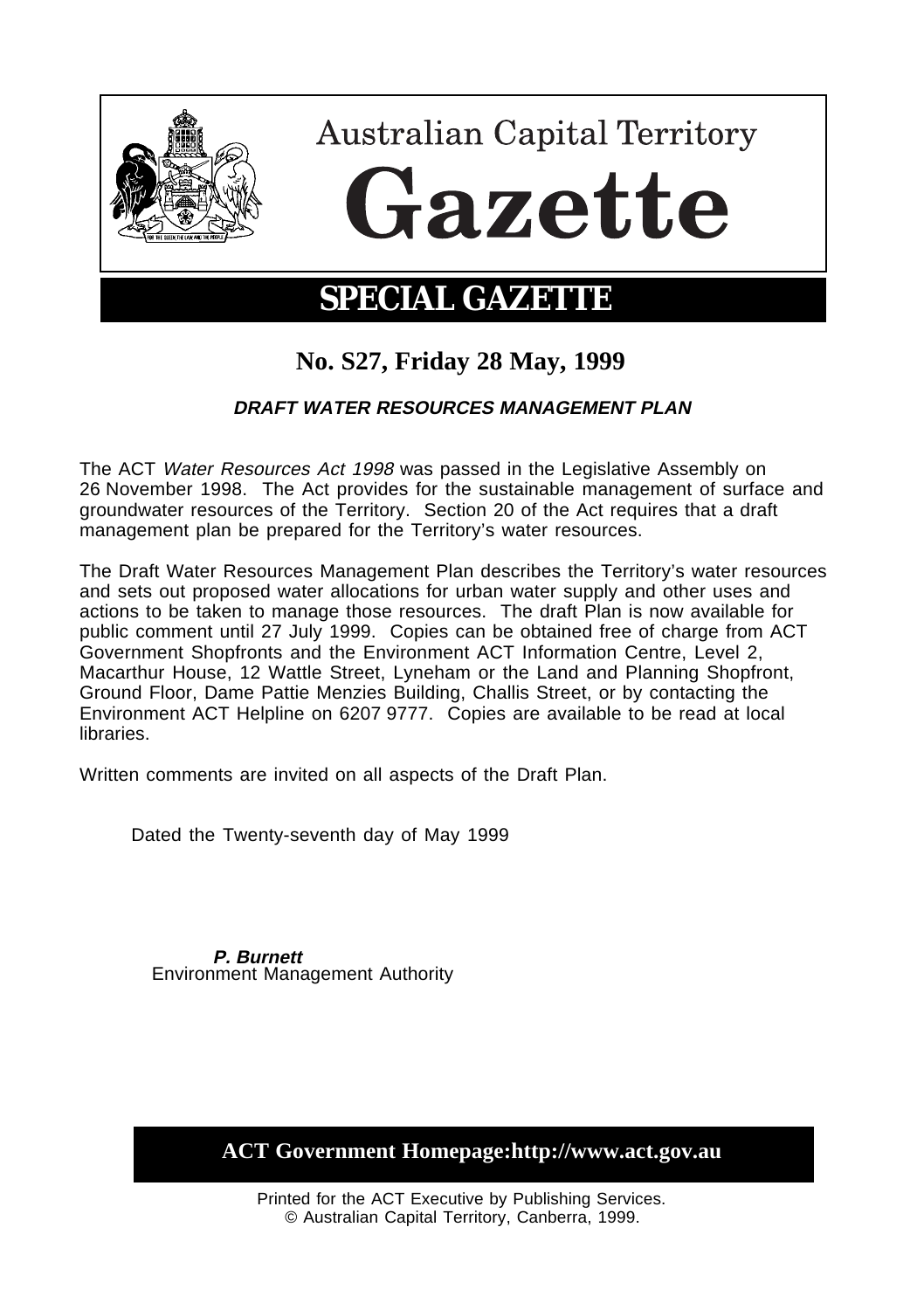# Australian Capital Territory

# Gazette

## SPECIAL GAZETTE

**No. S27, Friday 28 May, 1999**

***DRAFT WATER RESOURCES MANAGEMENT PLAN***

The ACT *Water Resources Act 1998* was passed in the Legislative Assembly on 26 November 1998. The Act provides for the sustainable management of surface and groundwater resources of the Territory. Section 20 of the Act requires that a draft management plan be prepared for the Territory's water resources.

The Draft Water Resources Management Plan describes the Territory's water resources and sets out proposed water allocations for urban water supply and other uses and actions to be taken to manage those resources. The draft Plan is now available for public comment until 27 July 1999. Copies can be obtained free of charge from ACT Government Shopfronts and the Environment ACT Information Centre, Level 2, Macarthur House, 12 Wattle Street, Lyneham or the Land and Planning Shopfront, Ground Floor, Dame Pattie Menzies Building, Challis Street, or by contacting the Environment ACT Helpline on 6207 9777. Copies are available to be read at local libraries.

Written comments are invited on all aspects of the Draft Plan.

Dated the Twenty-seventh day of May 1999

***P. Burnett***
Environment Management Authority

**ACT Government Homepage:http://www.act.gov.au**

Printed for the ACT Executive by Publishing Services.
© Australian Capital Territory, Canberra, 1999.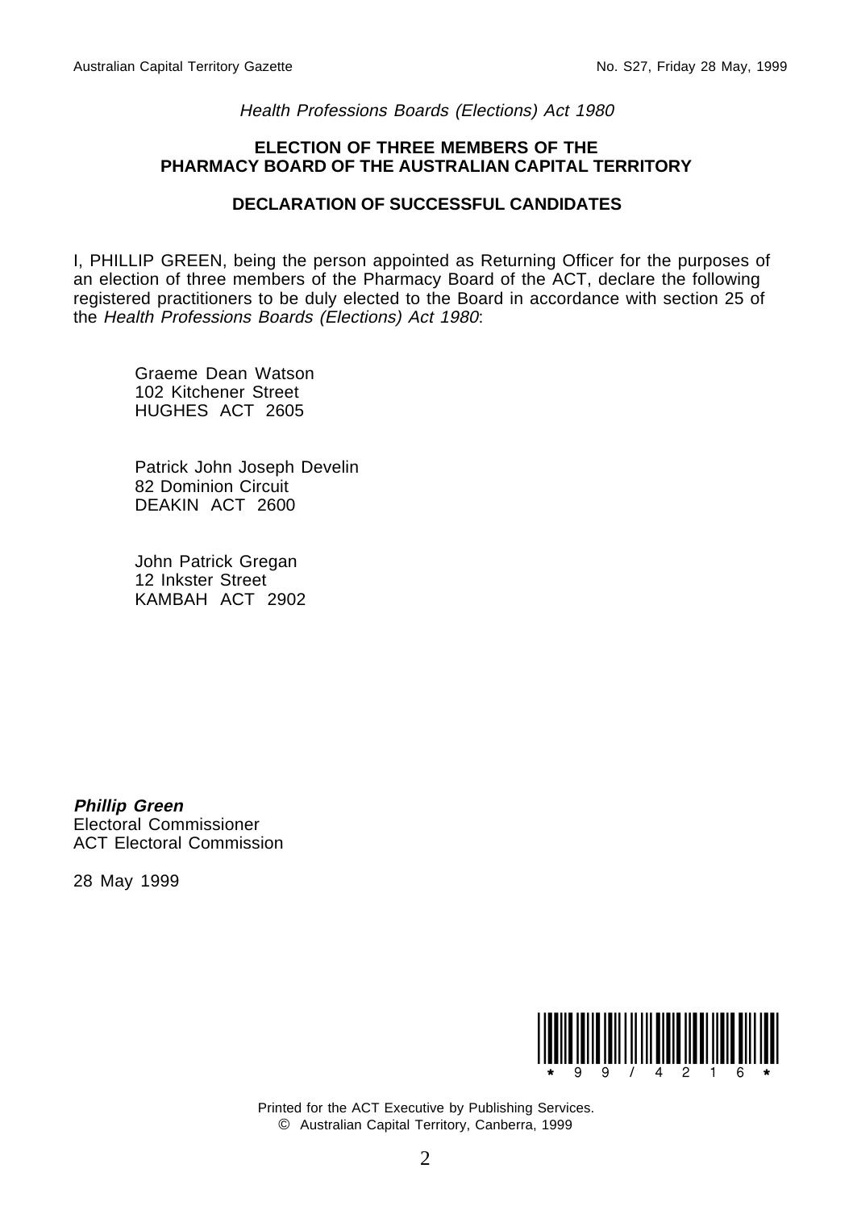*Health Professions Boards (Elections) Act 1980*

**ELECTION OF THREE MEMBERS OF THE PHARMACY BOARD OF THE AUSTRALIAN CAPITAL TERRITORY**

**DECLARATION OF SUCCESSFUL CANDIDATES**

I, PHILLIP GREEN, being the person appointed as Returning Officer for the purposes of an election of three members of the Pharmacy Board of the ACT, declare the following registered practitioners to be duly elected to the Board in accordance with section 25 of the *Health Professions Boards (Elections) Act 1980*:

Graeme Dean Watson
102 Kitchener Street
HUGHES ACT 2605

Patrick John Joseph Develin
82 Dominion Circuit
DEAKIN ACT 2600

John Patrick Gregan
12 Inkster Street
KAMBAH ACT 2902

***Phillip Green***
Electoral Commissioner
ACT Electoral Commission

28 May 1999

*99/4216*

Printed for the ACT Executive by Publishing Services.
© Australian Capital Territory, Canberra, 1999